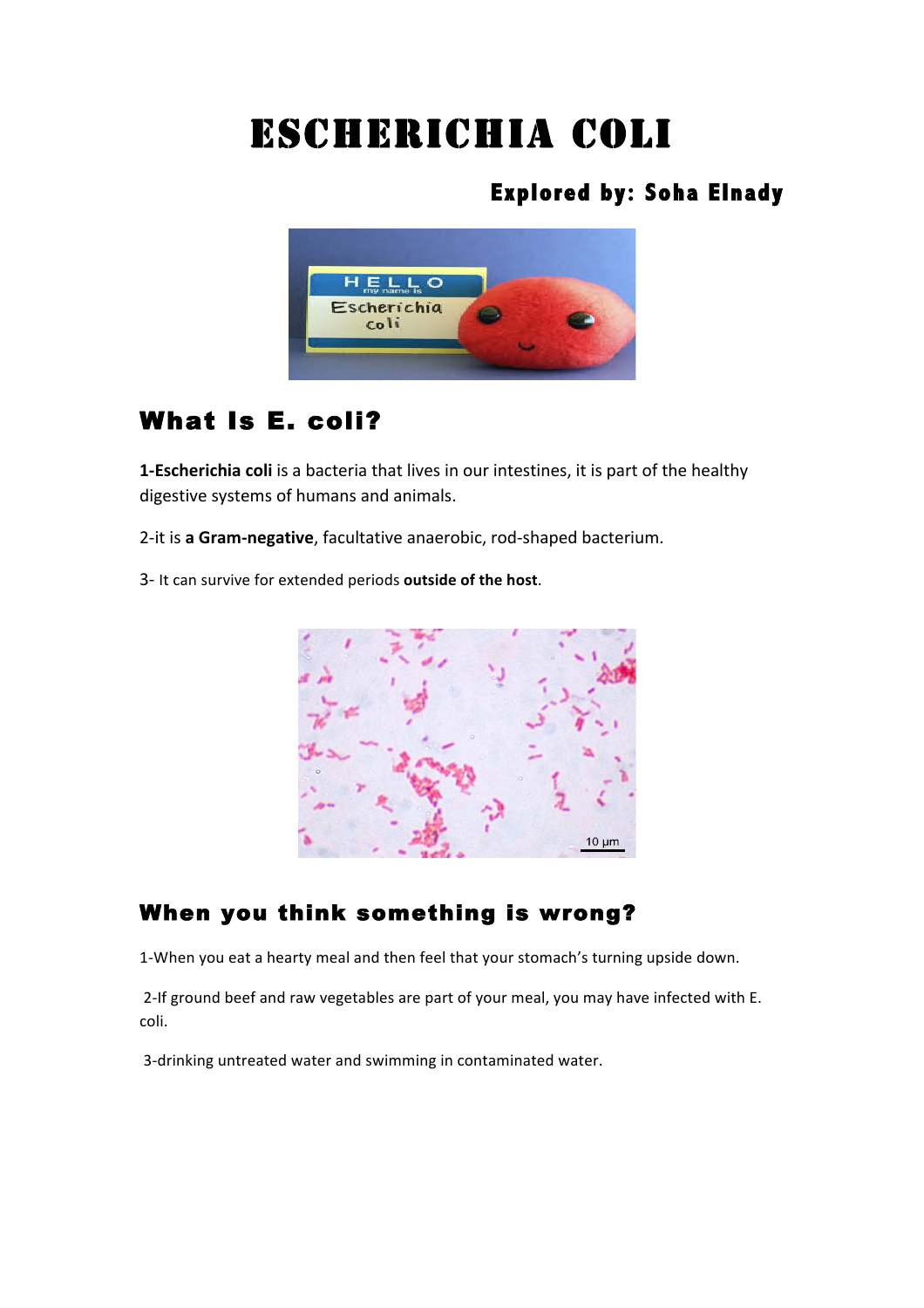# Escherichia coli

**Explored by: Soha Elnady**

## What Is E. coli?

**1-Escherichia coli** is a bacteria that lives in our intestines, it is part of the healthy digestive systems of humans and animals.

2-it is **a Gram-negative**, facultative anaerobic, rod-shaped bacterium.

3- It can survive for extended periods **outside of the host**.

## When you think something is wrong?

1-When you eat a hearty meal and then feel that your stomach's turning upside down.

2-If ground beef and raw vegetables are part of your meal, you may have infected with E. coli.

3-drinking untreated water and swimming in contaminated water.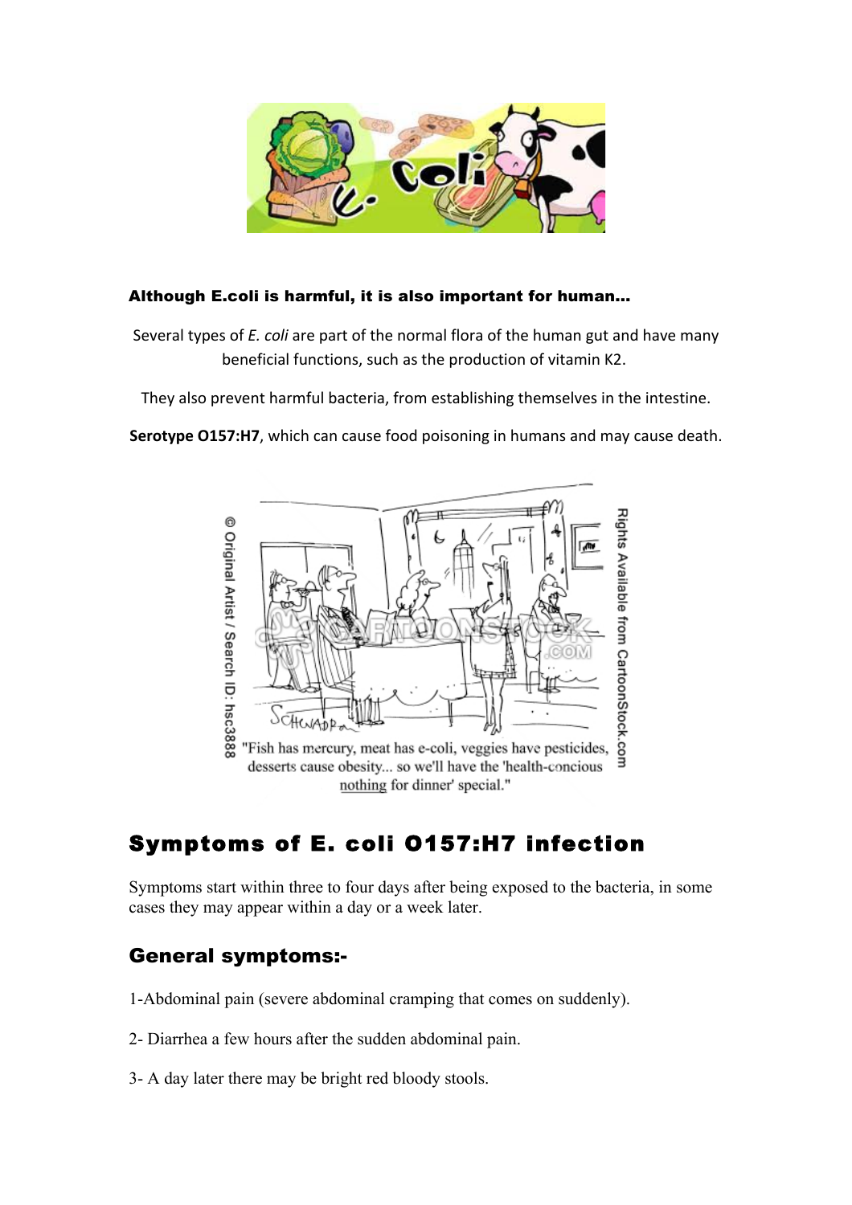**Although E.coli is harmful, it is also important for human...**

Several types of *E. coli* are part of the normal flora of the human gut and have many beneficial functions, such as the production of vitamin K2.

They also prevent harmful bacteria, from establishing themselves in the intestine.

**Serotype O157:H7**, which can cause food poisoning in humans and may cause death.

## Symptoms of E. coli O157:H7 infection

Symptoms start within three to four days after being exposed to the bacteria, in some cases they may appear within a day or a week later.

### General symptoms:-

1-Abdominal pain (severe abdominal cramping that comes on suddenly).

2- Diarrhea a few hours after the sudden abdominal pain.

3- A day later there may be bright red bloody stools.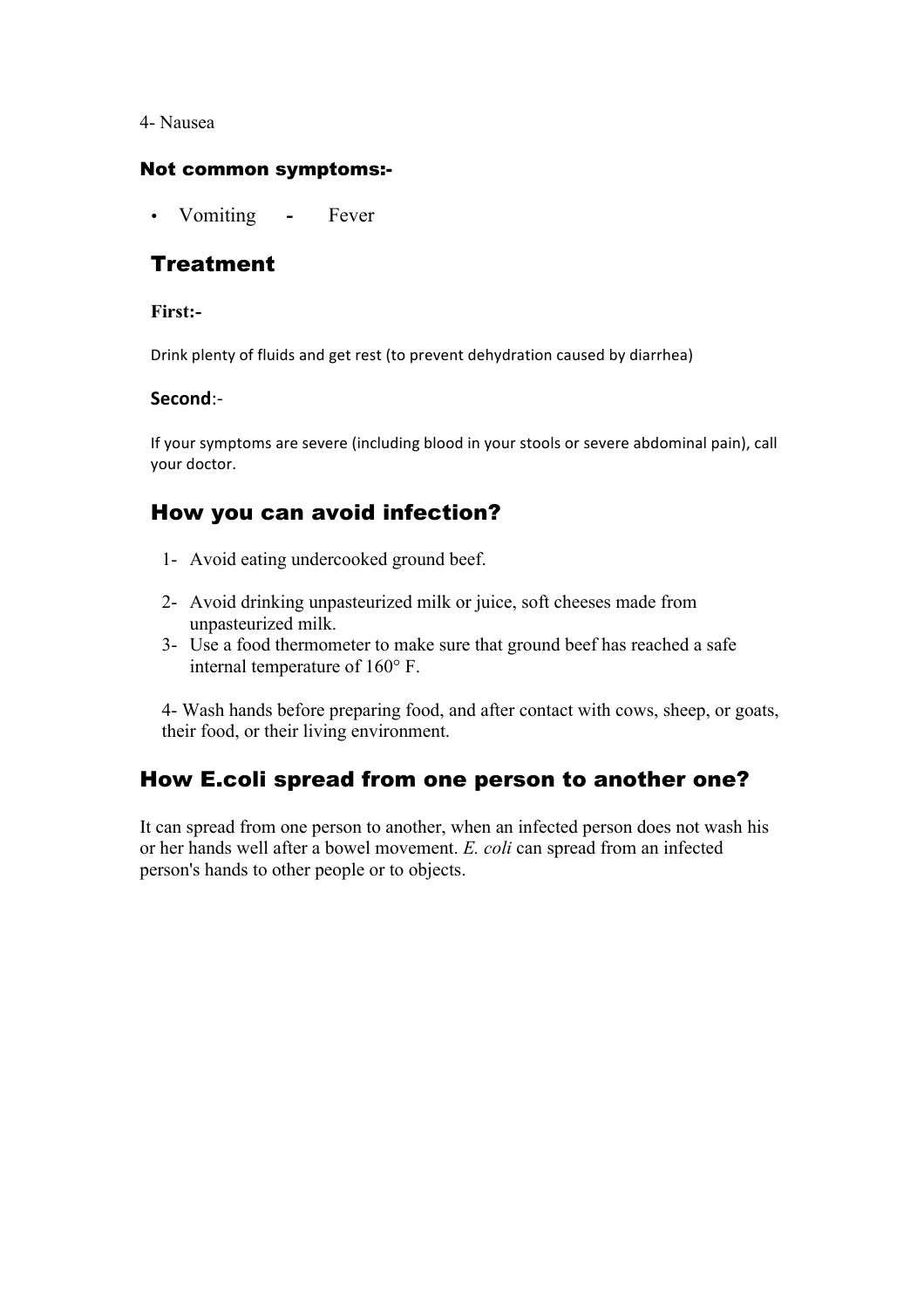4- Nausea

### Not common symptoms:-

- Vomiting - Fever

## Treatment

**First:-**

Drink plenty of fluids and get rest (to prevent dehydration caused by diarrhea)

**Second**:-

If your symptoms are severe (including blood in your stools or severe abdominal pain), call your doctor.

## How you can avoid infection?

1- Avoid eating undercooked ground beef.

2- Avoid drinking unpasteurized milk or juice, soft cheeses made from unpasteurized milk.

3- Use a food thermometer to make sure that ground beef has reached a safe internal temperature of 160° F.

4- Wash hands before preparing food, and after contact with cows, sheep, or goats, their food, or their living environment.

## How E.coli spread from one person to another one?

It can spread from one person to another, when an infected person does not wash his or her hands well after a bowel movement. *E. coli* can spread from an infected person's hands to other people or to objects.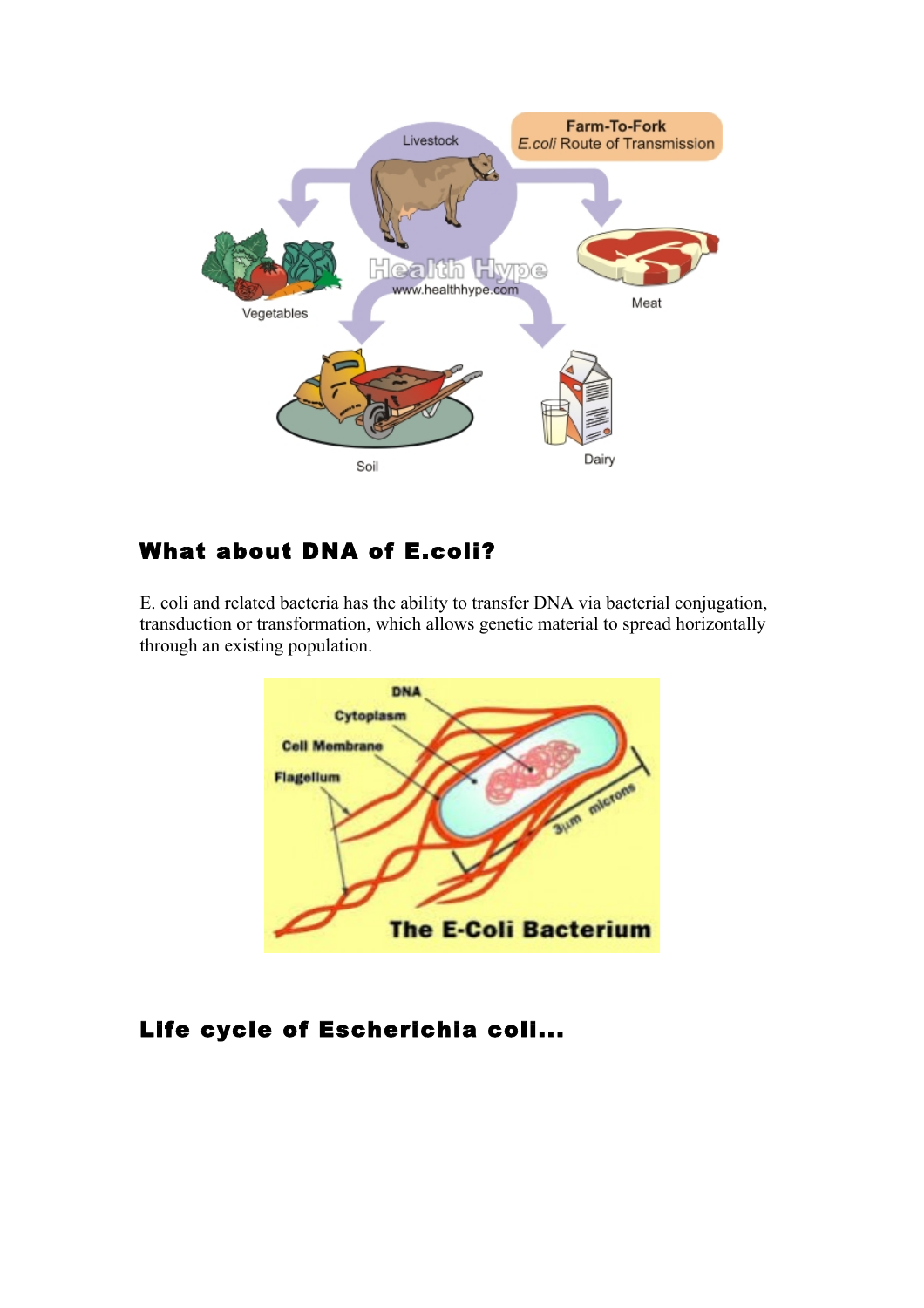## What about DNA of E.coli?

E. coli and related bacteria has the ability to transfer DNA via bacterial conjugation, transduction or transformation, which allows genetic material to spread horizontally through an existing population.

## Life cycle of Escherichia coli...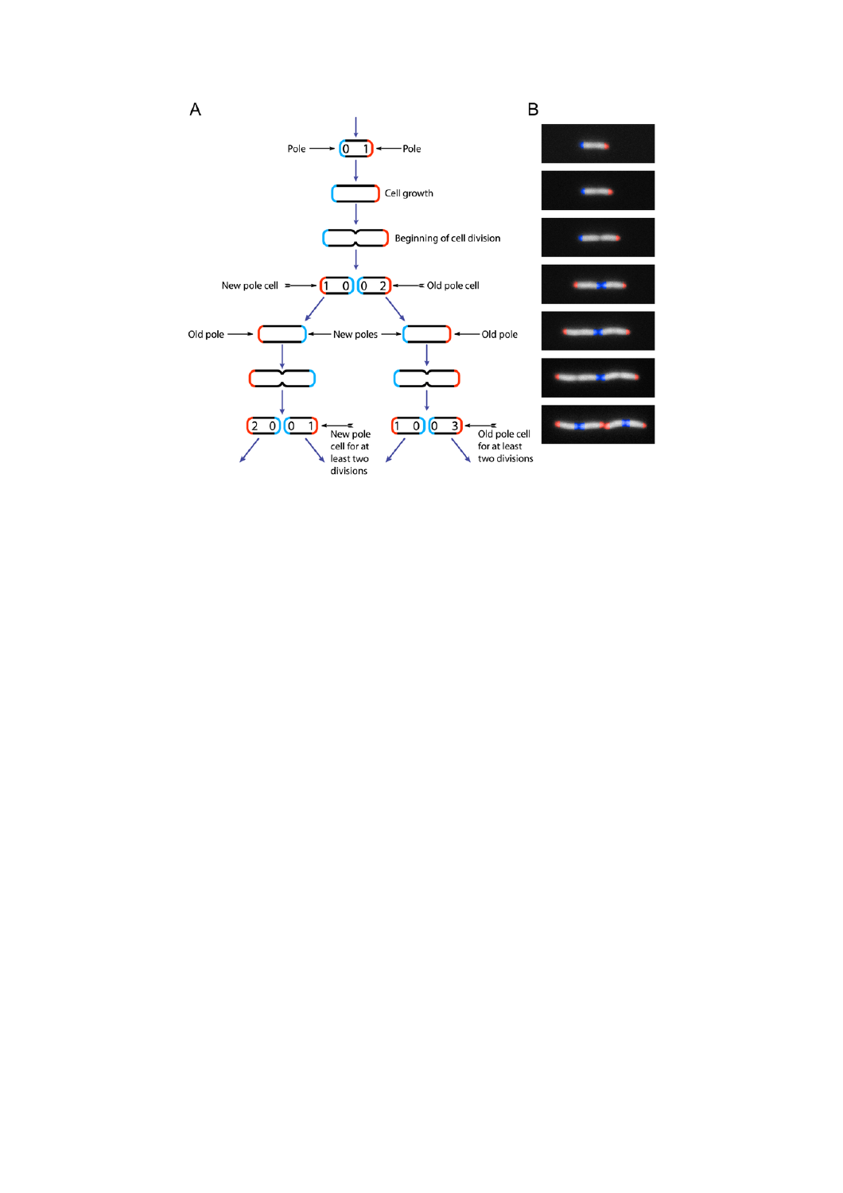A

Pole

0 1

Pole

Cell growth

Beginning of cell division

New pole cell

1 0

0 2

Old pole cell

Old pole

New poles

Old pole

2 0

0 1

New pole cell for at least two divisions

1 0

0 3

Old pole cell for at least two divisions

B